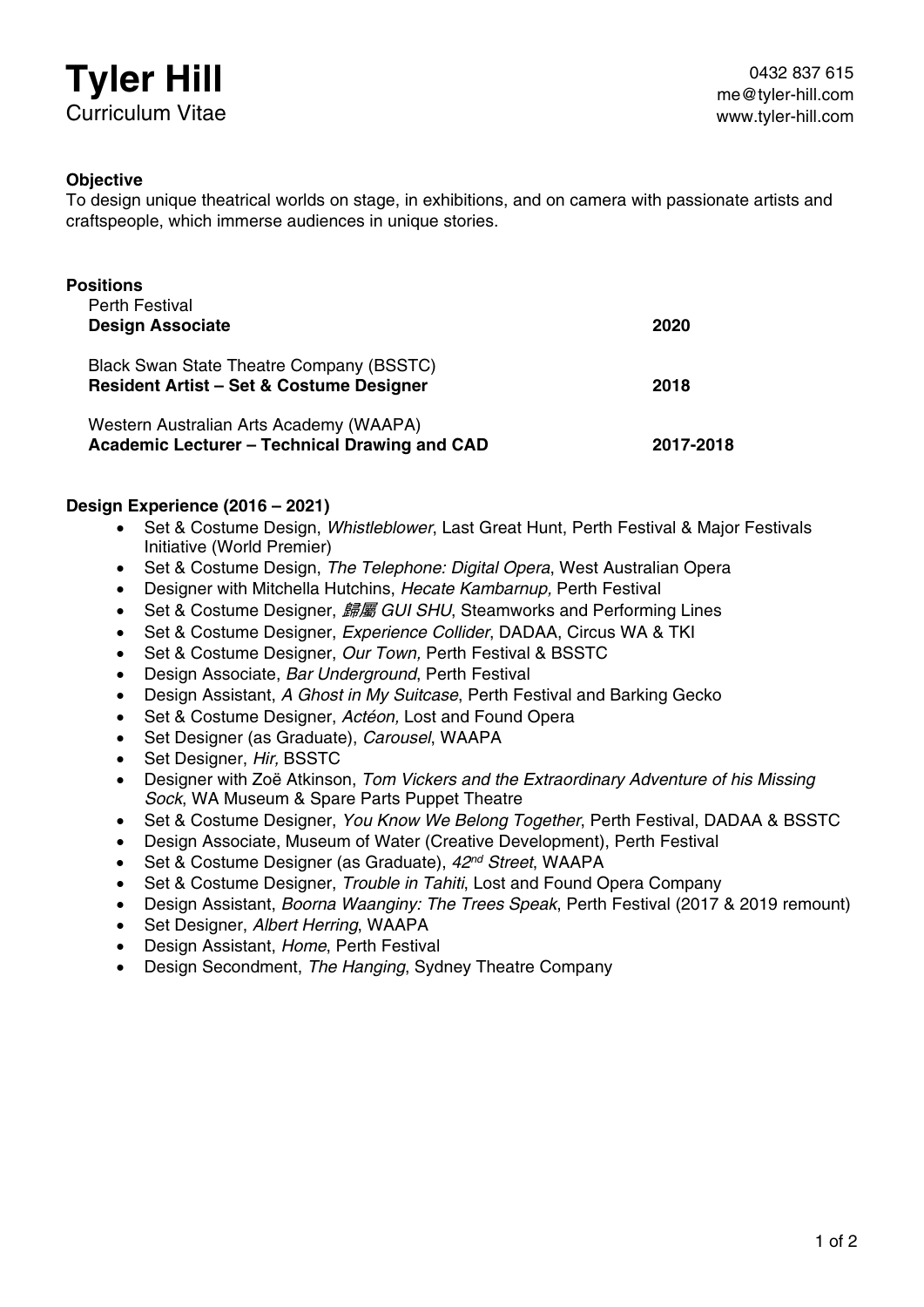# Tyler Hill

Curriculum Vitae

0432 837 615
me@tyler-hill.com
www.tyler-hill.com

**Objective**

To design unique theatrical worlds on stage, in exhibitions, and on camera with passionate artists and craftspeople, which immerse audiences in unique stories.

**Positions**

Perth Festival
**Design Associate** — **2020**

Black Swan State Theatre Company (BSSTC)
**Resident Artist – Set & Costume Designer** — **2018**

Western Australian Arts Academy (WAAPA)
**Academic Lecturer – Technical Drawing and CAD** — **2017-2018**

**Design Experience (2016 – 2021)**

- Set & Costume Design, *Whistleblower*, Last Great Hunt, Perth Festival & Major Festivals Initiative (World Premier)
- Set & Costume Design, *The Telephone: Digital Opera*, West Australian Opera
- Designer with Mitchella Hutchins, *Hecate Kambarnup,* Perth Festival
- Set & Costume Designer, *歸屬 GUI SHU*, Steamworks and Performing Lines
- Set & Costume Designer, *Experience Collider*, DADAA, Circus WA & TKI
- Set & Costume Designer, *Our Town,* Perth Festival & BSSTC
- Design Associate, *Bar Underground*, Perth Festival
- Design Assistant, *A Ghost in My Suitcase*, Perth Festival and Barking Gecko
- Set & Costume Designer, *Actéon,* Lost and Found Opera
- Set Designer (as Graduate), *Carousel*, WAAPA
- Set Designer, *Hir,* BSSTC
- Designer with Zoë Atkinson, *Tom Vickers and the Extraordinary Adventure of his Missing Sock*, WA Museum & Spare Parts Puppet Theatre
- Set & Costume Designer, *You Know We Belong Together*, Perth Festival, DADAA & BSSTC
- Design Associate, Museum of Water (Creative Development), Perth Festival
- Set & Costume Designer (as Graduate), *42nd Street*, WAAPA
- Set & Costume Designer, *Trouble in Tahiti*, Lost and Found Opera Company
- Design Assistant, *Boorna Waanginy: The Trees Speak*, Perth Festival (2017 & 2019 remount)
- Set Designer, *Albert Herring*, WAAPA
- Design Assistant, *Home*, Perth Festival
- Design Secondment, *The Hanging*, Sydney Theatre Company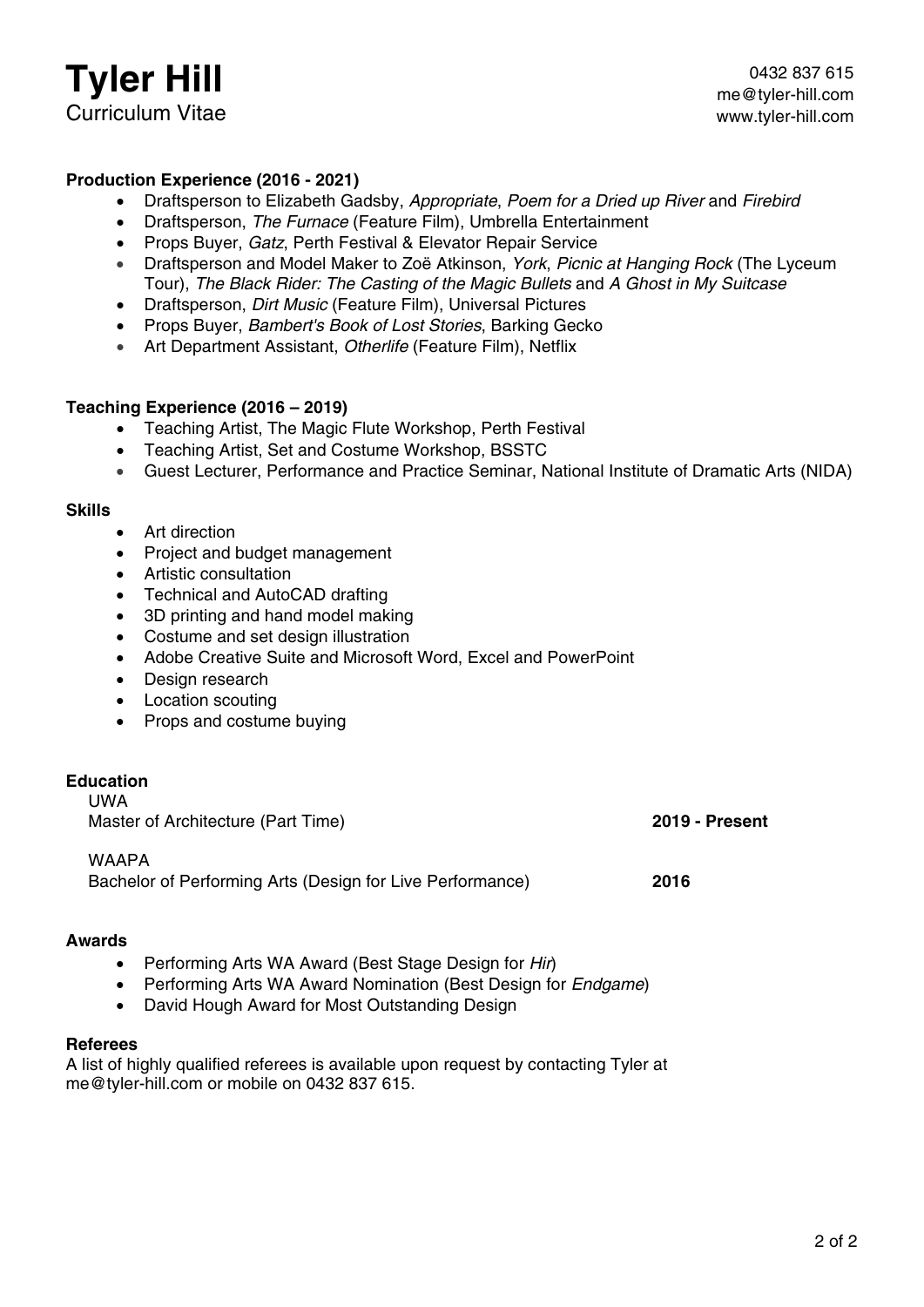# Tyler Hill

Curriculum Vitae

0432 837 615
me@tyler-hill.com
www.tyler-hill.com

**Production Experience (2016 - 2021)**

- Draftsperson to Elizabeth Gadsby, *Appropriate*, *Poem for a Dried up River* and *Firebird*
- Draftsperson, *The Furnace* (Feature Film), Umbrella Entertainment
- Props Buyer, *Gatz*, Perth Festival & Elevator Repair Service
- Draftsperson and Model Maker to Zoë Atkinson, *York*, *Picnic at Hanging Rock* (The Lyceum Tour), *The Black Rider: The Casting of the Magic Bullets* and *A Ghost in My Suitcase*
- Draftsperson, *Dirt Music* (Feature Film), Universal Pictures
- Props Buyer, *Bambert's Book of Lost Stories*, Barking Gecko
- Art Department Assistant, *Otherlife* (Feature Film), Netflix

**Teaching Experience (2016 – 2019)**

- Teaching Artist, The Magic Flute Workshop, Perth Festival
- Teaching Artist, Set and Costume Workshop, BSSTC
- Guest Lecturer, Performance and Practice Seminar, National Institute of Dramatic Arts (NIDA)

**Skills**

- Art direction
- Project and budget management
- Artistic consultation
- Technical and AutoCAD drafting
- 3D printing and hand model making
- Costume and set design illustration
- Adobe Creative Suite and Microsoft Word, Excel and PowerPoint
- Design research
- Location scouting
- Props and costume buying

**Education**

UWA
Master of Architecture (Part Time) — **2019 - Present**

WAAPA
Bachelor of Performing Arts (Design for Live Performance) — **2016**

**Awards**

- Performing Arts WA Award (Best Stage Design for *Hir*)
- Performing Arts WA Award Nomination (Best Design for *Endgame*)
- David Hough Award for Most Outstanding Design

**Referees**

A list of highly qualified referees is available upon request by contacting Tyler at me@tyler-hill.com or mobile on 0432 837 615.